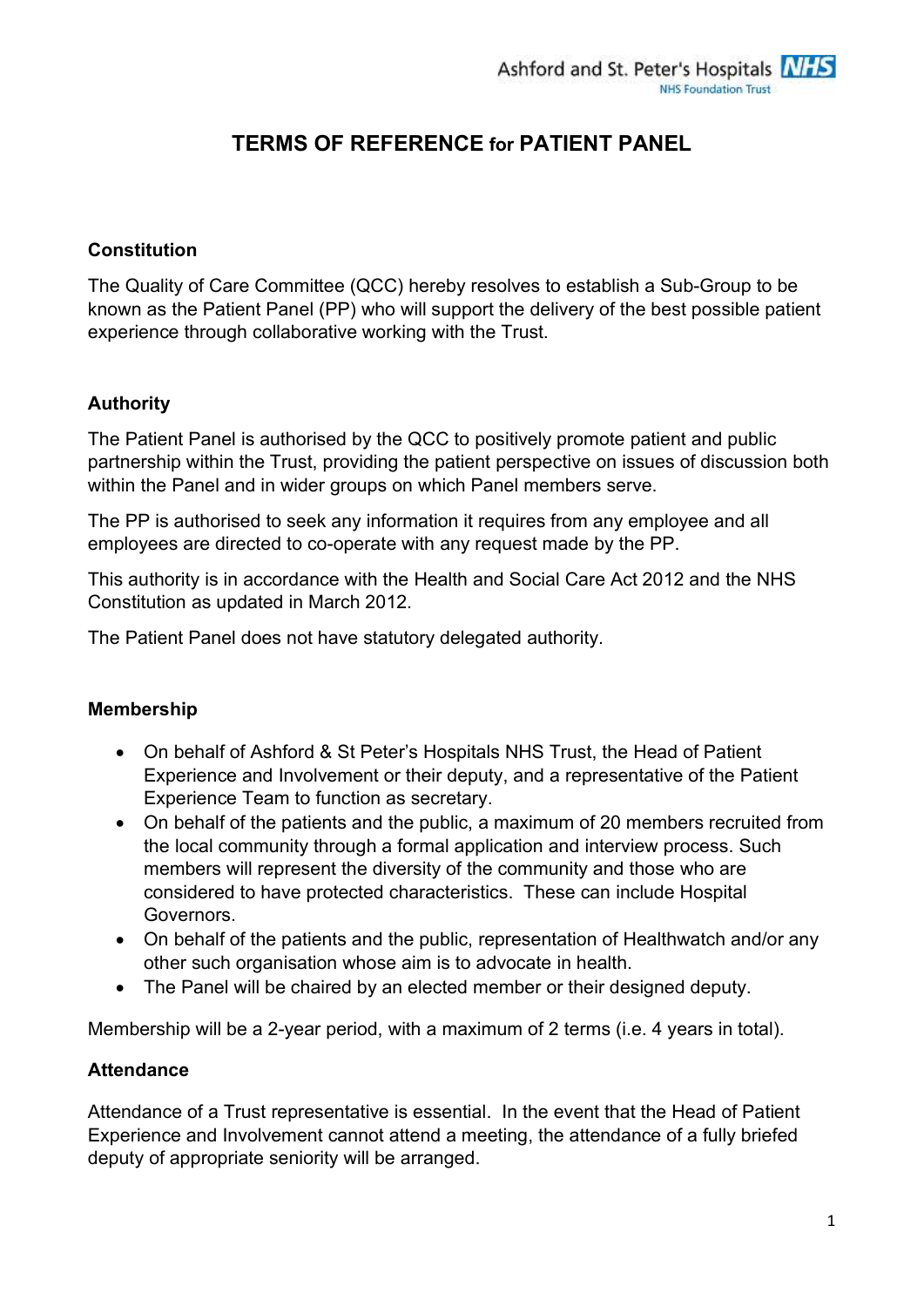# TERMS OF REFERENCE for PATIENT PANEL

## Constitution

The Quality of Care Committee (QCC) hereby resolves to establish a Sub-Group to be known as the Patient Panel (PP) who will support the delivery of the best possible patient experience through collaborative working with the Trust.

## Authority

The Patient Panel is authorised by the QCC to positively promote patient and public partnership within the Trust, providing the patient perspective on issues of discussion both within the Panel and in wider groups on which Panel members serve.

The PP is authorised to seek any information it requires from any employee and all employees are directed to co-operate with any request made by the PP.

This authority is in accordance with the Health and Social Care Act 2012 and the NHS Constitution as updated in March 2012.

The Patient Panel does not have statutory delegated authority.

## Membership

- On behalf of Ashford & St Peter's Hospitals NHS Trust, the Head of Patient Experience and Involvement or their deputy, and a representative of the Patient Experience Team to function as secretary.
- On behalf of the patients and the public, a maximum of 20 members recruited from the local community through a formal application and interview process. Such members will represent the diversity of the community and those who are considered to have protected characteristics. These can include Hospital Governors.
- On behalf of the patients and the public, representation of Healthwatch and/or any other such organisation whose aim is to advocate in health.
- The Panel will be chaired by an elected member or their designed deputy.

Membership will be a 2-year period, with a maximum of 2 terms (i.e. 4 years in total).

## Attendance

Attendance of a Trust representative is essential. In the event that the Head of Patient Experience and Involvement cannot attend a meeting, the attendance of a fully briefed deputy of appropriate seniority will be arranged.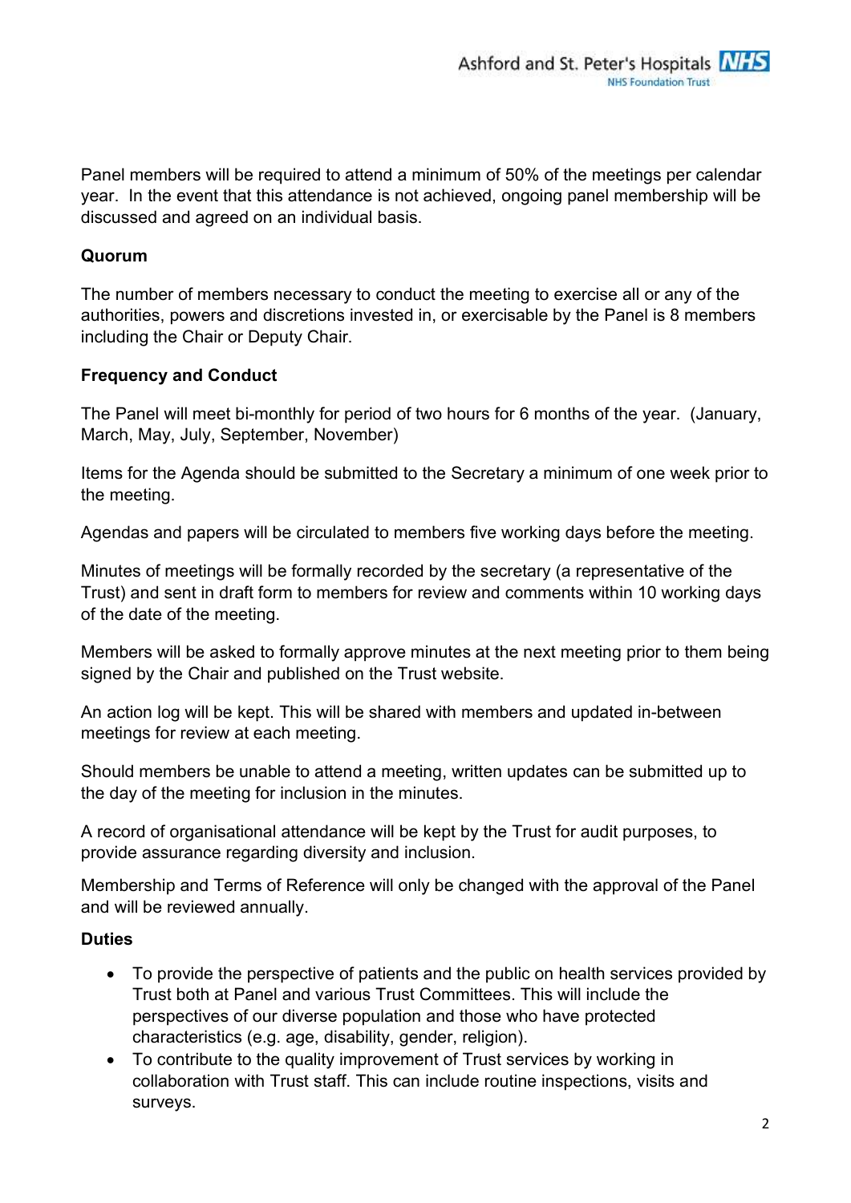Panel members will be required to attend a minimum of 50% of the meetings per calendar year. In the event that this attendance is not achieved, ongoing panel membership will be discussed and agreed on an individual basis.

**Quorum**

The number of members necessary to conduct the meeting to exercise all or any of the authorities, powers and discretions invested in, or exercisable by the Panel is 8 members including the Chair or Deputy Chair.

**Frequency and Conduct**

The Panel will meet bi-monthly for period of two hours for 6 months of the year. (January, March, May, July, September, November)

Items for the Agenda should be submitted to the Secretary a minimum of one week prior to the meeting.

Agendas and papers will be circulated to members five working days before the meeting.

Minutes of meetings will be formally recorded by the secretary (a representative of the Trust) and sent in draft form to members for review and comments within 10 working days of the date of the meeting.

Members will be asked to formally approve minutes at the next meeting prior to them being signed by the Chair and published on the Trust website.

An action log will be kept. This will be shared with members and updated in-between meetings for review at each meeting.

Should members be unable to attend a meeting, written updates can be submitted up to the day of the meeting for inclusion in the minutes.

A record of organisational attendance will be kept by the Trust for audit purposes, to provide assurance regarding diversity and inclusion.

Membership and Terms of Reference will only be changed with the approval of the Panel and will be reviewed annually.

**Duties**

- To provide the perspective of patients and the public on health services provided by Trust both at Panel and various Trust Committees. This will include the perspectives of our diverse population and those who have protected characteristics (e.g. age, disability, gender, religion).
- To contribute to the quality improvement of Trust services by working in collaboration with Trust staff. This can include routine inspections, visits and surveys.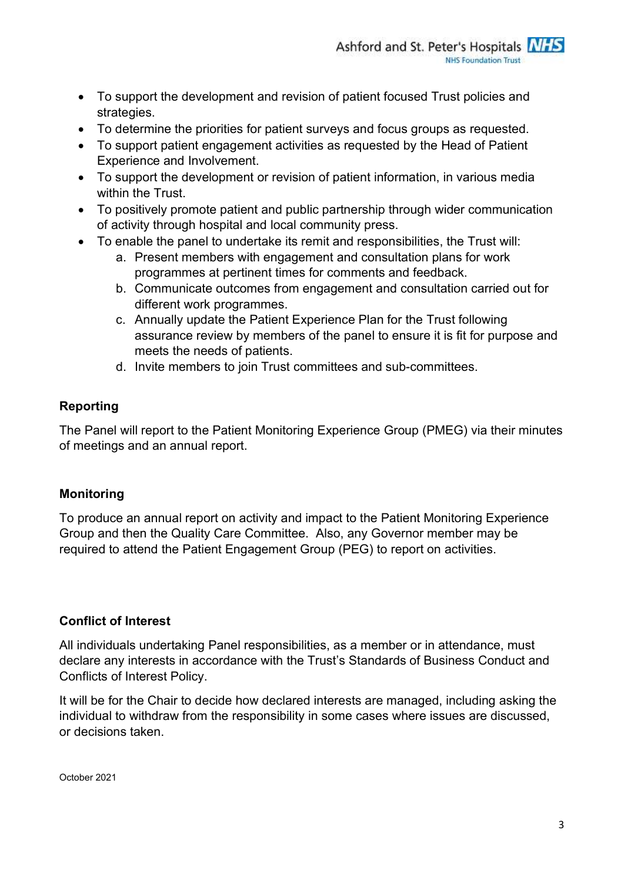- To support the development and revision of patient focused Trust policies and strategies.
- To determine the priorities for patient surveys and focus groups as requested.
- To support patient engagement activities as requested by the Head of Patient Experience and Involvement.
- To support the development or revision of patient information, in various media within the Trust.
- To positively promote patient and public partnership through wider communication of activity through hospital and local community press.
- To enable the panel to undertake its remit and responsibilities, the Trust will:
    a. Present members with engagement and consultation plans for work programmes at pertinent times for comments and feedback.
    b. Communicate outcomes from engagement and consultation carried out for different work programmes.
    c. Annually update the Patient Experience Plan for the Trust following assurance review by members of the panel to ensure it is fit for purpose and meets the needs of patients.
    d. Invite members to join Trust committees and sub-committees.

**Reporting**

The Panel will report to the Patient Monitoring Experience Group (PMEG) via their minutes of meetings and an annual report.

**Monitoring**

To produce an annual report on activity and impact to the Patient Monitoring Experience Group and then the Quality Care Committee. Also, any Governor member may be required to attend the Patient Engagement Group (PEG) to report on activities.

**Conflict of Interest**

All individuals undertaking Panel responsibilities, as a member or in attendance, must declare any interests in accordance with the Trust's Standards of Business Conduct and Conflicts of Interest Policy.

It will be for the Chair to decide how declared interests are managed, including asking the individual to withdraw from the responsibility in some cases where issues are discussed, or decisions taken.

October 2021